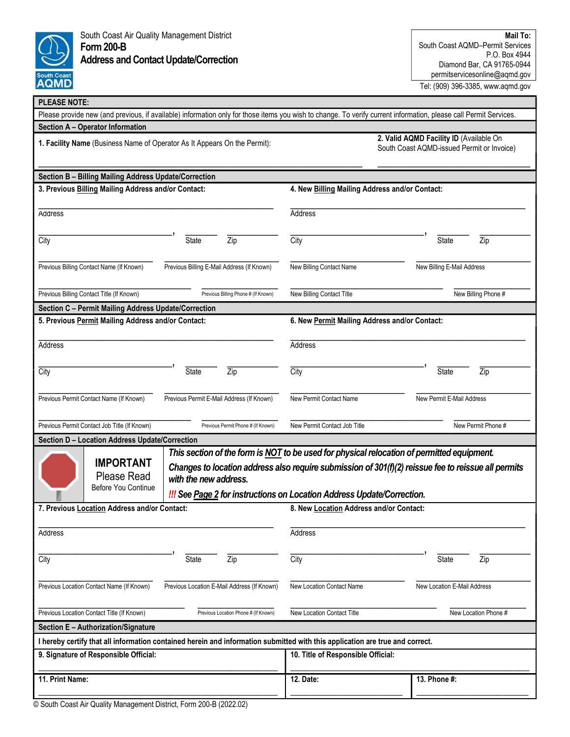South Coast Air Quality Management District

# Form 200-B

## Address and Contact Update/Correction

**Mail To:**
South Coast AQMD–Permit Services
P.O. Box 4944
Diamond Bar, CA 91765-0944
permitservicesonline@aqmd.gov

Tel: (909) 396-3385, www.aqmd.gov

**PLEASE NOTE:**

Please provide new (and previous, if available) information only for those items you wish to change. To verify current information, please call Permit Services.

### Section A – Operator Information

**1. Facility Name** (Business Name of Operator As It Appears On the Permit):

**2. Valid AQMD Facility ID** (Available On South Coast AQMD-issued Permit or Invoice)

### Section B – Billing Mailing Address Update/Correction

| **3. Previous Billing Mailing Address and/or Contact:** | **4. New Billing Mailing Address and/or Contact:** |
|---|---|
| Address | Address |
| City, State, Zip | City, State, Zip |
| Previous Billing Contact Name (If Known) | New Billing Contact Name |
| Previous Billing E-Mail Address (If Known) | New Billing E-Mail Address |
| Previous Billing Contact Title (If Known) | New Billing Contact Title |
| Previous Billing Phone # (If Known) | New Billing Phone # |

### Section C – Permit Mailing Address Update/Correction

| **5. Previous Permit Mailing Address and/or Contact:** | **6. New Permit Mailing Address and/or Contact:** |
|---|---|
| Address | Address |
| City, State, Zip | City, State, Zip |
| Previous Permit Contact Name (If Known) | New Permit Contact Name |
| Previous Permit E-Mail Address (If Known) | New Permit E-Mail Address |
| Previous Permit Contact Job Title (If Known) | New Permit Contact Job Title |
| Previous Permit Phone # (If Known) | New Permit Phone # |

### Section D – Location Address Update/Correction

**IMPORTANT**
Please Read
Before You Continue

***This section of the form is NOT to be used for physical relocation of permitted equipment.***

***Changes to location address also require submission of 301(f)(2) reissue fee to reissue all permits with the new address.***

***!!! See Page 2 for instructions on Location Address Update/Correction.***

| **7. Previous Location Address and/or Contact:** | **8. New Location Address and/or Contact:** |
|---|---|
| Address | Address |
| City, State, Zip | City, State, Zip |
| Previous Location Contact Name (If Known) | New Location Contact Name |
| Previous Location E-Mail Address (If Known) | New Location E-Mail Address |
| Previous Location Contact Title (If Known) | New Location Contact Title |
| Previous Location Phone # (If Known) | New Location Phone # |

### Section E – Authorization/Signature

**I hereby certify that all information contained herein and information submitted with this application are true and correct.**

| **9. Signature of Responsible Official:** | **10. Title of Responsible Official:** | |
|---|---|---|
| **11. Print Name:** | **12. Date:** | **13. Phone #:** |

© South Coast Air Quality Management District, Form 200-B (2022.02)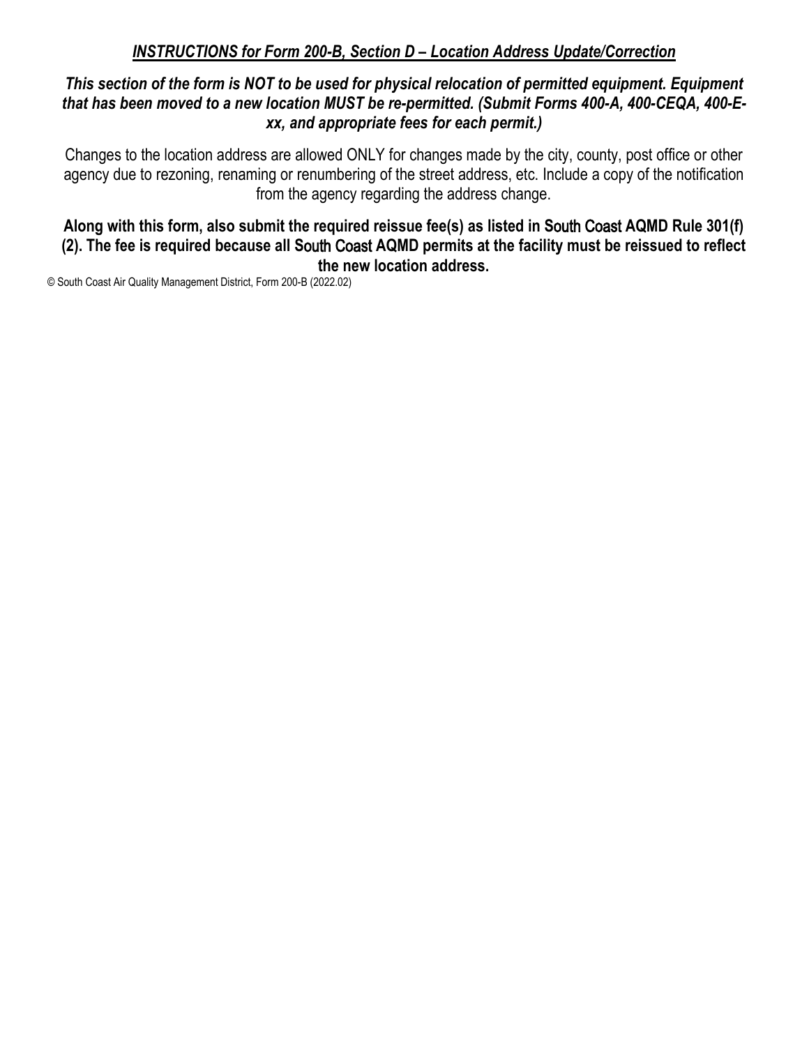## ***INSTRUCTIONS for Form 200-B, Section D – Location Address Update/Correction***

***This section of the form is NOT to be used for physical relocation of permitted equipment. Equipment that has been moved to a new location MUST be re-permitted. (Submit Forms 400-A, 400-CEQA, 400-E-xx, and appropriate fees for each permit.)***

Changes to the location address are allowed ONLY for changes made by the city, county, post office or other agency due to rezoning, renaming or renumbering of the street address, etc. Include a copy of the notification from the agency regarding the address change.

**Along with this form, also submit the required reissue fee(s) as listed in South Coast AQMD Rule 301(f)(2). The fee is required because all South Coast AQMD permits at the facility must be reissued to reflect the new location address.**

© South Coast Air Quality Management District, Form 200-B (2022.02)